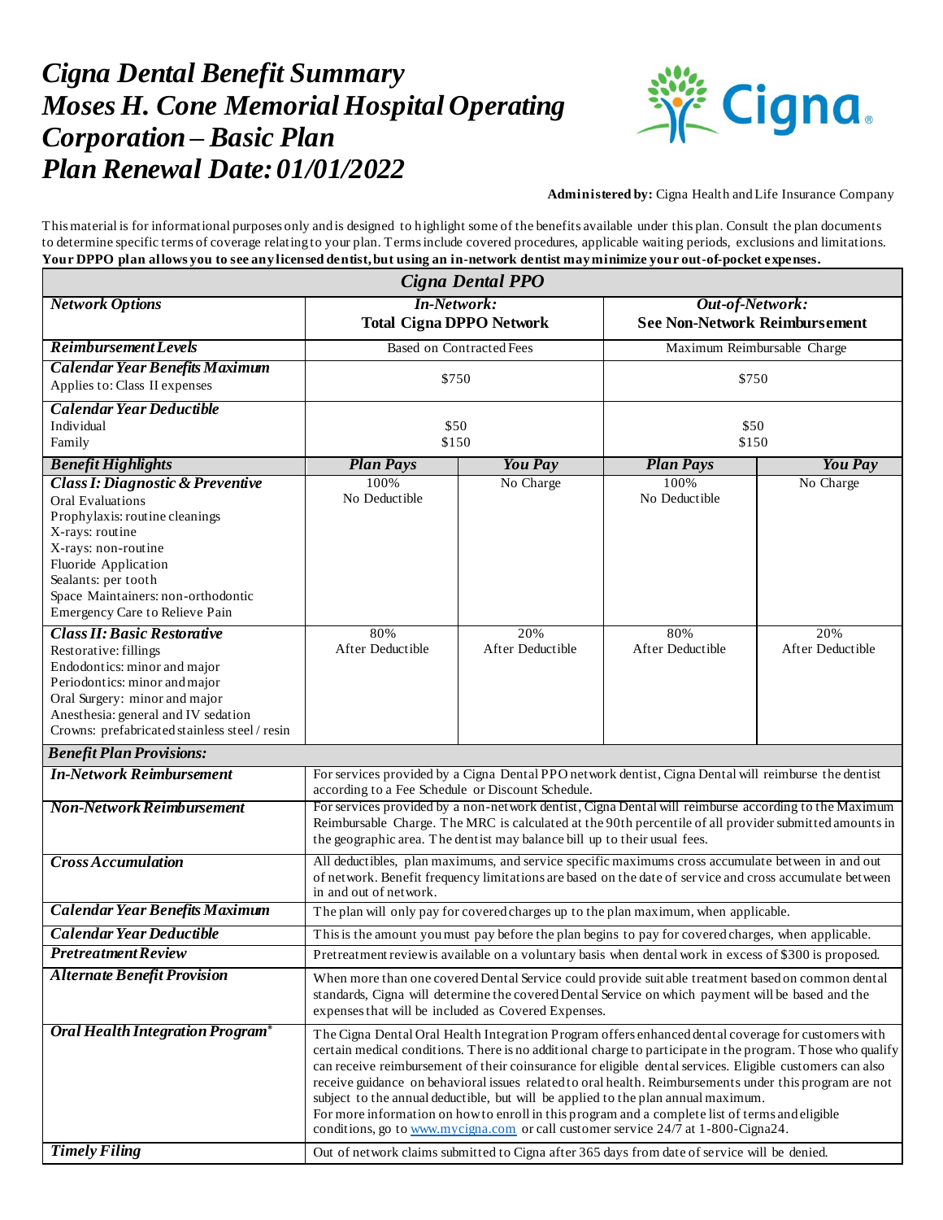# *Cigna Dental Benefit Summary*
# *Moses H. Cone Memorial Hospital Operating Corporation – Basic Plan*
# *Plan Renewal Date: 01/01/2022*

**Administered by:** Cigna Health and Life Insurance Company

This material is for informational purposes only and is designed to highlight some of the benefits available under this plan. Consult the plan documents to determine specific terms of coverage relating to your plan. Terms include covered procedures, applicable waiting periods, exclusions and limitations.
**Your DPPO plan allows you to see any licensed dentist, but using an in-network dentist may minimize your out-of-pocket expenses.**

| *Cigna Dental PPO* | | | | |
|---|---|---|---|---|
| ***Network Options*** | ***In-Network:*** **Total Cigna DPPO Network** | | ***Out-of-Network:*** **See Non-Network Reimbursement** | |
| ***Reimbursement Levels*** | Based on Contracted Fees | | Maximum Reimbursable Charge | |
| ***Calendar Year Benefits Maximum*** Applies to: Class II expenses | $750 | | $750 | |
| ***Calendar Year Deductible*** Individual / Family | $50 / $150 | | $50 / $150 | |
| ***Benefit Highlights*** | ***Plan Pays*** | ***You Pay*** | ***Plan Pays*** | ***You Pay*** |
| ***Class I: Diagnostic & Preventive*** Oral Evaluations; Prophylaxis: routine cleanings; X-rays: routine; X-rays: non-routine; Fluoride Application; Sealants: per tooth; Space Maintainers: non-orthodontic; Emergency Care to Relieve Pain | 100% No Deductible | No Charge | 100% No Deductible | No Charge |
| ***Class II: Basic Restorative*** Restorative: fillings; Endodontics: minor and major; Periodontics: minor and major; Oral Surgery: minor and major; Anesthesia: general and IV sedation; Crowns: prefabricated stainless steel / resin | 80% After Deductible | 20% After Deductible | 80% After Deductible | 20% After Deductible |
| ***Benefit Plan Provisions:*** | | | | |
| ***In-Network Reimbursement*** | For services provided by a Cigna Dental PPO network dentist, Cigna Dental will reimburse the dentist according to a Fee Schedule or Discount Schedule. | | | |
| ***Non-Network Reimbursement*** | For services provided by a non-network dentist, Cigna Dental will reimburse according to the Maximum Reimbursable Charge. The MRC is calculated at the 90th percentile of all provider submitted amounts in the geographic area. The dentist may balance bill up to their usual fees. | | | |
| ***Cross Accumulation*** | All deductibles, plan maximums, and service specific maximums cross accumulate between in and out of network. Benefit frequency limitations are based on the date of service and cross accumulate between in and out of network. | | | |
| ***Calendar Year Benefits Maximum*** | The plan will only pay for covered charges up to the plan maximum, when applicable. | | | |
| ***Calendar Year Deductible*** | This is the amount you must pay before the plan begins to pay for covered charges, when applicable. | | | |
| ***Pretreatment Review*** | Pretreatment review is available on a voluntary basis when dental work in excess of $300 is proposed. | | | |
| ***Alternate Benefit Provision*** | When more than one covered Dental Service could provide suitable treatment based on common dental standards, Cigna will determine the covered Dental Service on which payment will be based and the expenses that will be included as Covered Expenses. | | | |
| ***Oral Health Integration Program®*** | The Cigna Dental Oral Health Integration Program offers enhanced dental coverage for customers with certain medical conditions. There is no additional charge to participate in the program. Those who qualify can receive reimbursement of their coinsurance for eligible dental services. Eligible customers can also receive guidance on behavioral issues related to oral health. Reimbursements under this program are not subject to the annual deductible, but will be applied to the plan annual maximum. For more information on how to enroll in this program and a complete list of terms and eligible conditions, go to www.mycigna.com or call customer service 24/7 at 1-800-Cigna24. | | | |
| ***Timely Filing*** | Out of network claims submitted to Cigna after 365 days from date of service will be denied. | | | |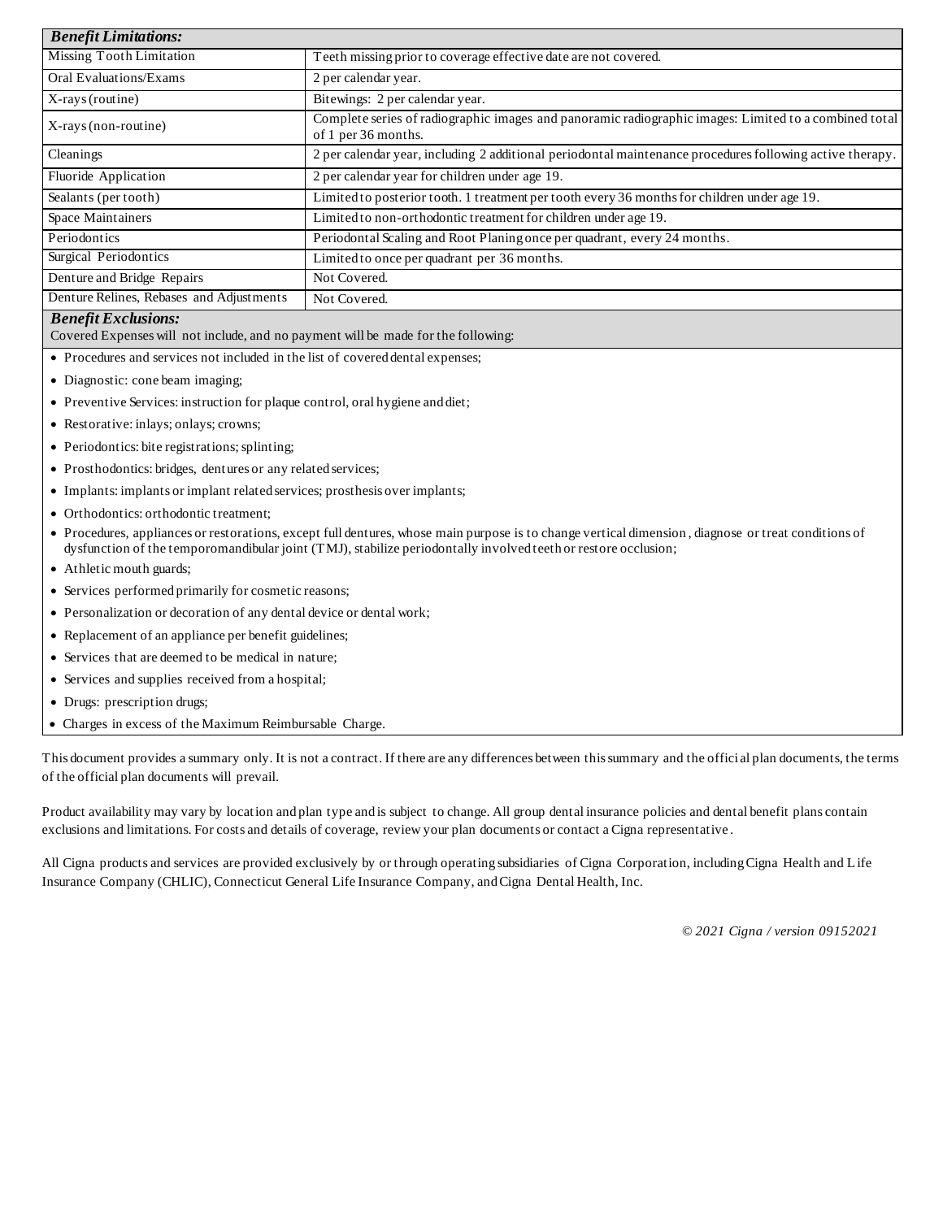| *Benefit Limitations:* | |
|---|---|
| Missing Tooth Limitation | Teeth missing prior to coverage effective date are not covered. |
| Oral Evaluations/Exams | 2 per calendar year. |
| X-rays (routine) | Bitewings: 2 per calendar year. |
| X-rays (non-routine) | Complete series of radiographic images and panoramic radiographic images: Limited to a combined total of 1 per 36 months. |
| Cleanings | 2 per calendar year, including 2 additional periodontal maintenance procedures following active therapy. |
| Fluoride Application | 2 per calendar year for children under age 19. |
| Sealants (per tooth) | Limited to posterior tooth. 1 treatment per tooth every 36 months for children under age 19. |
| Space Maintainers | Limited to non-orthodontic treatment for children under age 19. |
| Periodontics | Periodontal Scaling and Root Planing once per quadrant, every 24 months. |
| Surgical Periodontics | Limited to once per quadrant per 36 months. |
| Denture and Bridge Repairs | Not Covered. |
| Denture Relines, Rebases and Adjustments | Not Covered. |

***Benefit Exclusions:***

Covered Expenses will not include, and no payment will be made for the following:

- Procedures and services not included in the list of covered dental expenses;
- Diagnostic: cone beam imaging;
- Preventive Services: instruction for plaque control, oral hygiene and diet;
- Restorative: inlays; onlays; crowns;
- Periodontics: bite registrations; splinting;
- Prosthodontics: bridges, dentures or any related services;
- Implants: implants or implant related services; prosthesis over implants;
- Orthodontics: orthodontic treatment;
- Procedures, appliances or restorations, except full dentures, whose main purpose is to change vertical dimension, diagnose or treat conditions of dysfunction of the temporomandibular joint (TMJ), stabilize periodontally involved teeth or restore occlusion;
- Athletic mouth guards;
- Services performed primarily for cosmetic reasons;
- Personalization or decoration of any dental device or dental work;
- Replacement of an appliance per benefit guidelines;
- Services that are deemed to be medical in nature;
- Services and supplies received from a hospital;
- Drugs: prescription drugs;
- Charges in excess of the Maximum Reimbursable Charge.

This document provides a summary only. It is not a contract. If there are any differences between this summary and the official plan documents, the terms of the official plan documents will prevail.

Product availability may vary by location and plan type and is subject to change. All group dental insurance policies and dental benefit plans contain exclusions and limitations. For costs and details of coverage, review your plan documents or contact a Cigna representative.

All Cigna products and services are provided exclusively by or through operating subsidiaries of Cigna Corporation, including Cigna Health and Life Insurance Company (CHLIC), Connecticut General Life Insurance Company, and Cigna Dental Health, Inc.

*© 2021 Cigna / version 09152021*